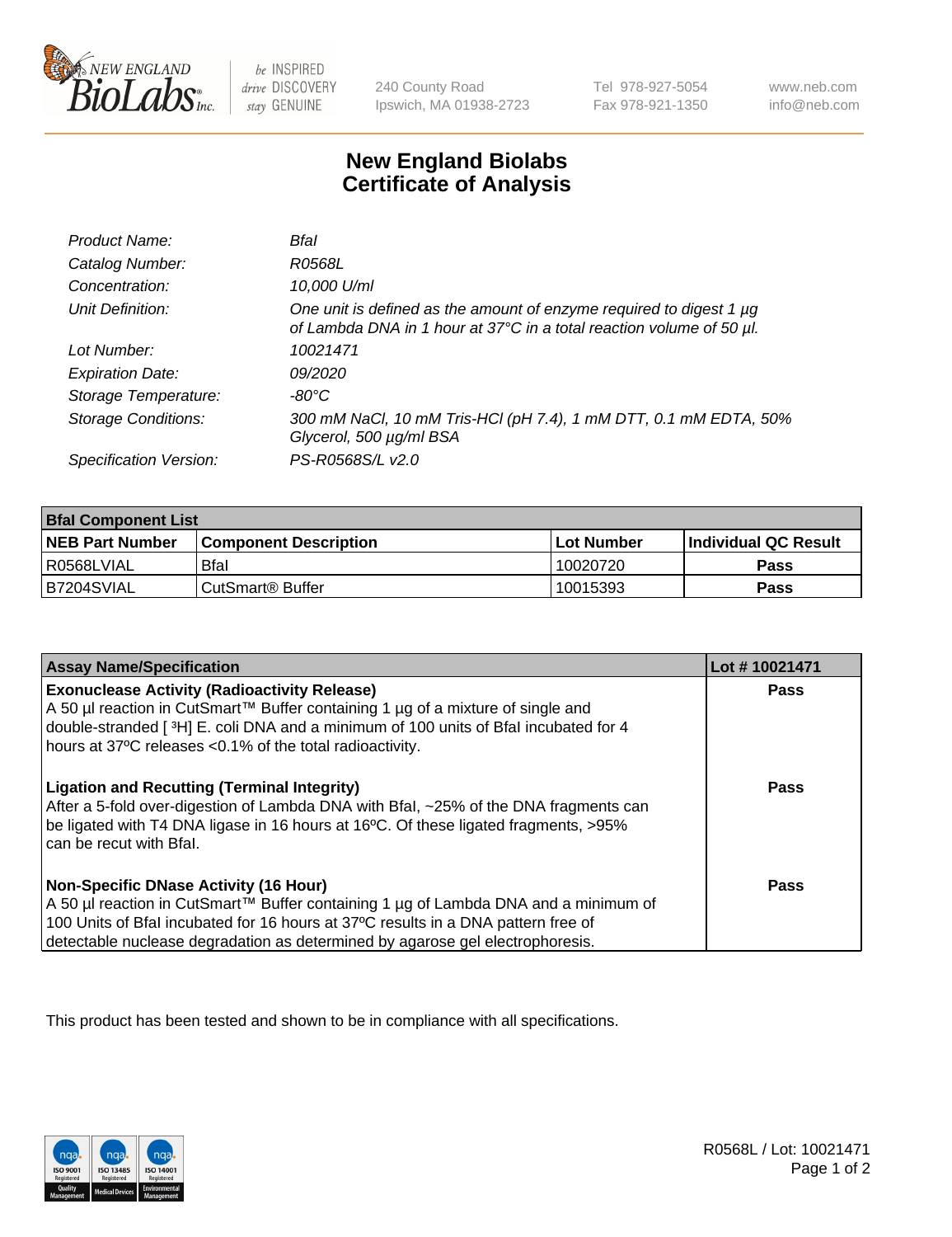New England BioLabs Inc. — be INSPIRED drive DISCOVERY stay GENUINE

240 County Road
Ipswich, MA 01938-2723

Tel 978-927-5054
Fax 978-921-1350

www.neb.com
info@neb.com

# New England Biolabs Certificate of Analysis

| | |
|---|---|
| *Product Name:* | *BfaI* |
| *Catalog Number:* | *R0568L* |
| *Concentration:* | *10,000 U/ml* |
| *Unit Definition:* | *One unit is defined as the amount of enzyme required to digest 1 µg of Lambda DNA in 1 hour at 37°C in a total reaction volume of 50 µl.* |
| *Lot Number:* | *10021471* |
| *Expiration Date:* | *09/2020* |
| *Storage Temperature:* | *-80°C* |
| *Storage Conditions:* | *300 mM NaCl, 10 mM Tris-HCl (pH 7.4), 1 mM DTT, 0.1 mM EDTA, 50% Glycerol, 500 µg/ml BSA* |
| *Specification Version:* | *PS-R0568S/L v2.0* |

| **BfaI Component List** | | | |
|---|---|---|---|
| **NEB Part Number** | **Component Description** | **Lot Number** | **Individual QC Result** |
| R0568LVIAL | BfaI | 10020720 | **Pass** |
| B7204SVIAL | CutSmart® Buffer | 10015393 | **Pass** |

| **Assay Name/Specification** | **Lot # 10021471** |
|---|---|
| **Exonuclease Activity (Radioactivity Release)** A 50 µl reaction in CutSmart™ Buffer containing 1 µg of a mixture of single and double-stranded [ $^3$H] E. coli DNA and a minimum of 100 units of BfaI incubated for 4 hours at 37ºC releases <0.1% of the total radioactivity. | **Pass** |
| **Ligation and Recutting (Terminal Integrity)** After a 5-fold over-digestion of Lambda DNA with BfaI, ~25% of the DNA fragments can be ligated with T4 DNA ligase in 16 hours at 16ºC. Of these ligated fragments, >95% can be recut with BfaI. | **Pass** |
| **Non-Specific DNase Activity (16 Hour)** A 50 µl reaction in CutSmart™ Buffer containing 1 µg of Lambda DNA and a minimum of 100 Units of BfaI incubated for 16 hours at 37ºC results in a DNA pattern free of detectable nuclease degradation as determined by agarose gel electrophoresis. | **Pass** |

This product has been tested and shown to be in compliance with all specifications.

R0568L / Lot: 10021471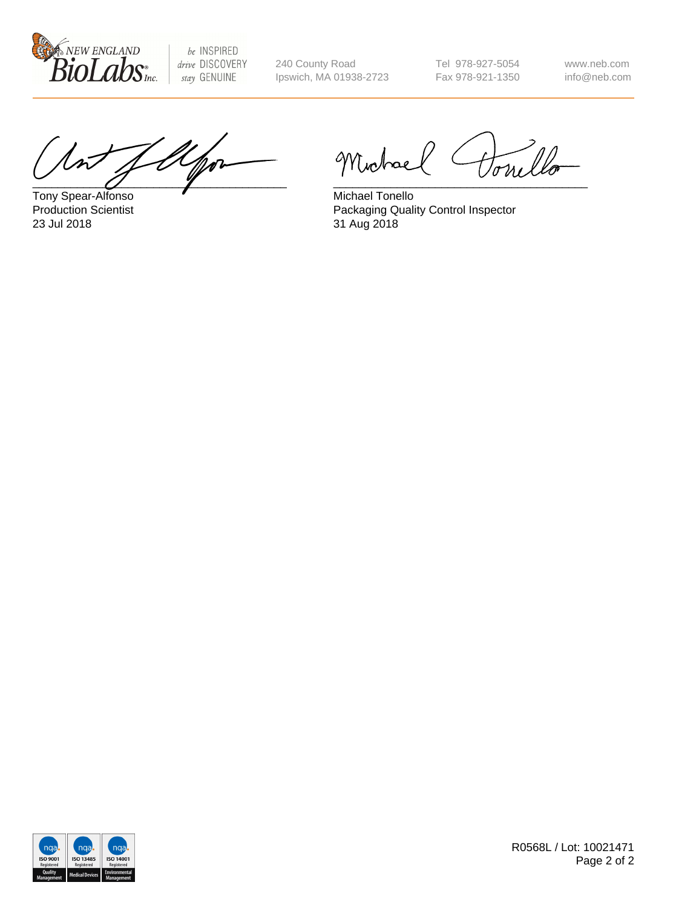Tony Spear-Alfonso
Production Scientist
23 Jul 2018

Michael Tonello
Packaging Quality Control Inspector
31 Aug 2018

R0568L / Lot: 10021471